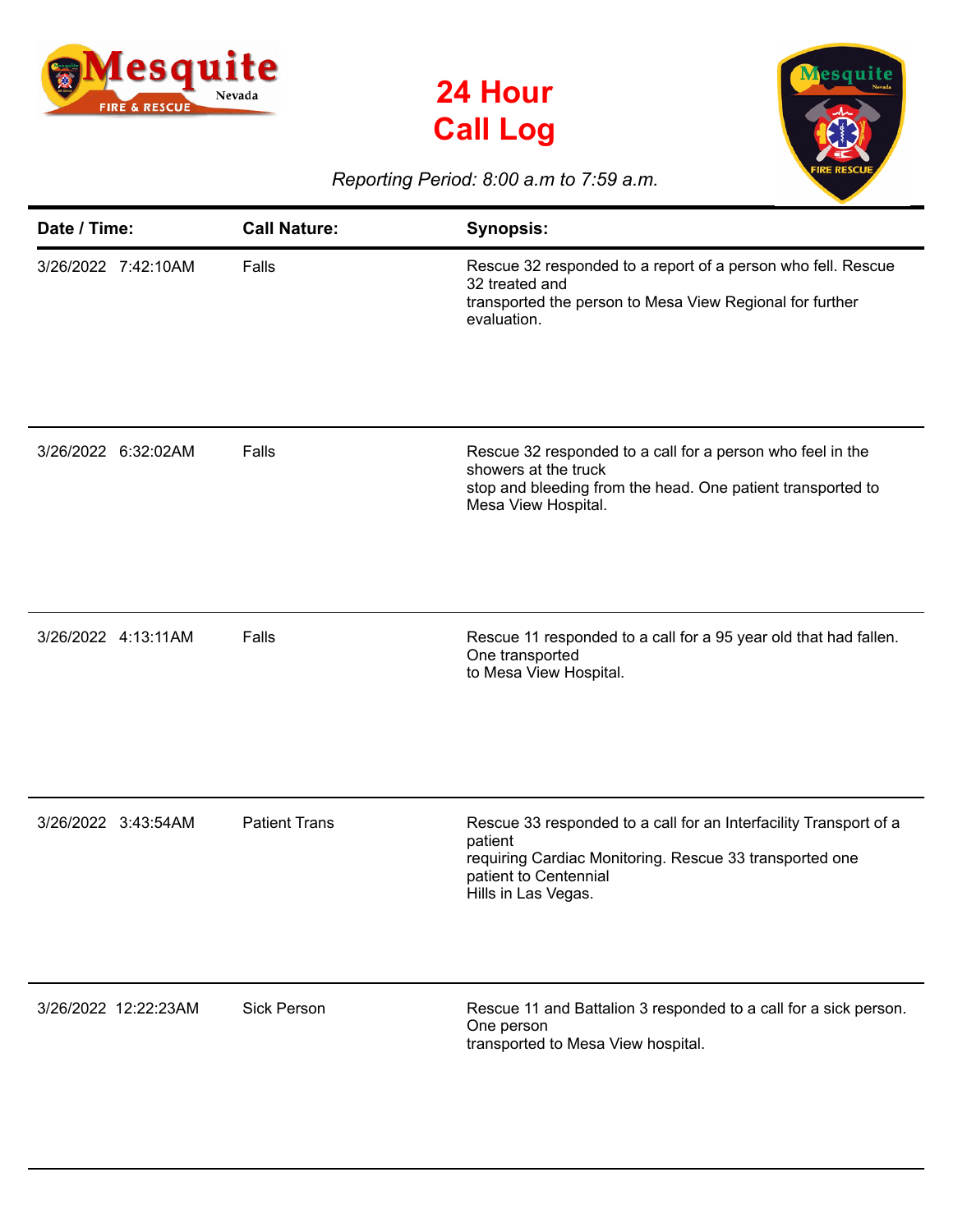# 24 Hour Call Log

*Reporting Period: 8:00 a.m to 7:59 a.m.*

| Date / Time: | Call Nature: | Synopsis: |
|---|---|---|
| 3/26/2022 7:42:10AM | Falls | Rescue 32 responded to a report of a person who fell. Rescue 32 treated and transported the person to Mesa View Regional for further evaluation. |
| 3/26/2022 6:32:02AM | Falls | Rescue 32 responded to a call for a person who feel in the showers at the truck stop and bleeding from the head. One patient transported to Mesa View Hospital. |
| 3/26/2022 4:13:11AM | Falls | Rescue 11 responded to a call for a 95 year old that had fallen. One transported to Mesa View Hospital. |
| 3/26/2022 3:43:54AM | Patient Trans | Rescue 33 responded to a call for an Interfacility Transport of a patient requiring Cardiac Monitoring. Rescue 33 transported one patient to Centennial Hills in Las Vegas. |
| 3/26/2022 12:22:23AM | Sick Person | Rescue 11 and Battalion 3 responded to a call for a sick person. One person transported to Mesa View hospital. |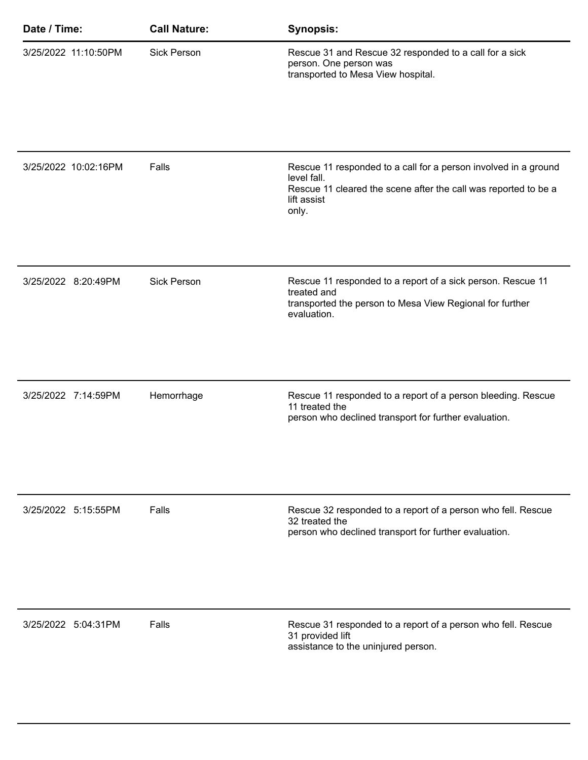| Date / Time: | Call Nature: | Synopsis: |
| --- | --- | --- |
| 3/25/2022 11:10:50PM | Sick Person | Rescue 31 and Rescue 32 responded to a call for a sick person. One person was transported to Mesa View hospital. |
| 3/25/2022 10:02:16PM | Falls | Rescue 11 responded to a call for a person involved in a ground level fall. Rescue 11 cleared the scene after the call was reported to be a lift assist only. |
| 3/25/2022 8:20:49PM | Sick Person | Rescue 11 responded to a report of a sick person. Rescue 11 treated and transported the person to Mesa View Regional for further evaluation. |
| 3/25/2022 7:14:59PM | Hemorrhage | Rescue 11 responded to a report of a person bleeding. Rescue 11 treated the person who declined transport for further evaluation. |
| 3/25/2022 5:15:55PM | Falls | Rescue 32 responded to a report of a person who fell. Rescue 32 treated the person who declined transport for further evaluation. |
| 3/25/2022 5:04:31PM | Falls | Rescue 31 responded to a report of a person who fell. Rescue 31 provided lift assistance to the uninjured person. |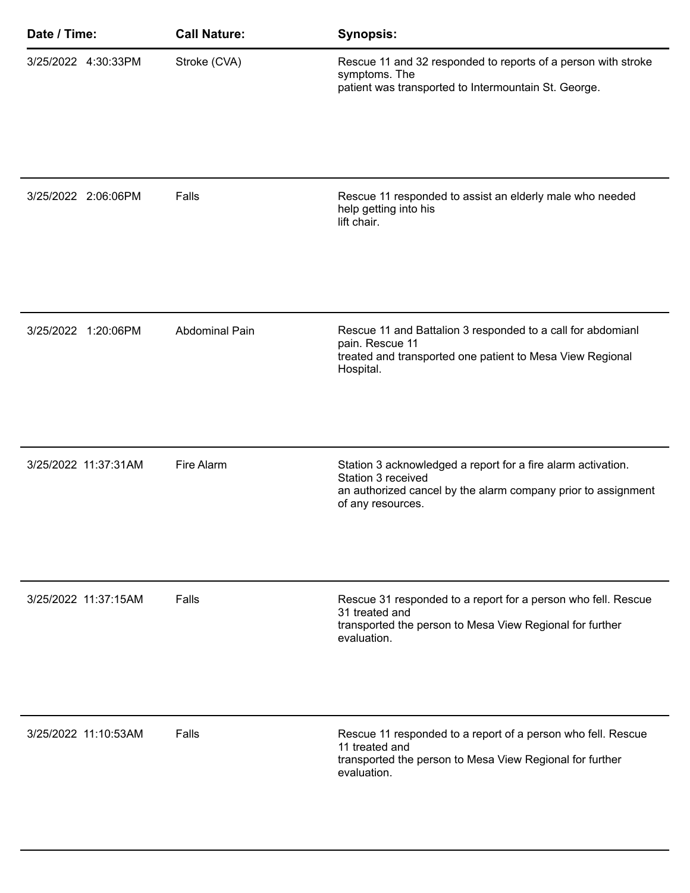| Date / Time: | Call Nature: | Synopsis: |
|---|---|---|
| 3/25/2022 4:30:33PM | Stroke (CVA) | Rescue 11 and 32 responded to reports of a person with stroke symptoms. The patient was transported to Intermountain St. George. |
| 3/25/2022 2:06:06PM | Falls | Rescue 11 responded to assist an elderly male who needed help getting into his lift chair. |
| 3/25/2022 1:20:06PM | Abdominal Pain | Rescue 11 and Battalion 3 responded to a call for abdomianl pain. Rescue 11 treated and transported one patient to Mesa View Regional Hospital. |
| 3/25/2022 11:37:31AM | Fire Alarm | Station 3 acknowledged a report for a fire alarm activation. Station 3 received an authorized cancel by the alarm company prior to assignment of any resources. |
| 3/25/2022 11:37:15AM | Falls | Rescue 31 responded to a report for a person who fell. Rescue 31 treated and transported the person to Mesa View Regional for further evaluation. |
| 3/25/2022 11:10:53AM | Falls | Rescue 11 responded to a report of a person who fell. Rescue 11 treated and transported the person to Mesa View Regional for further evaluation. |